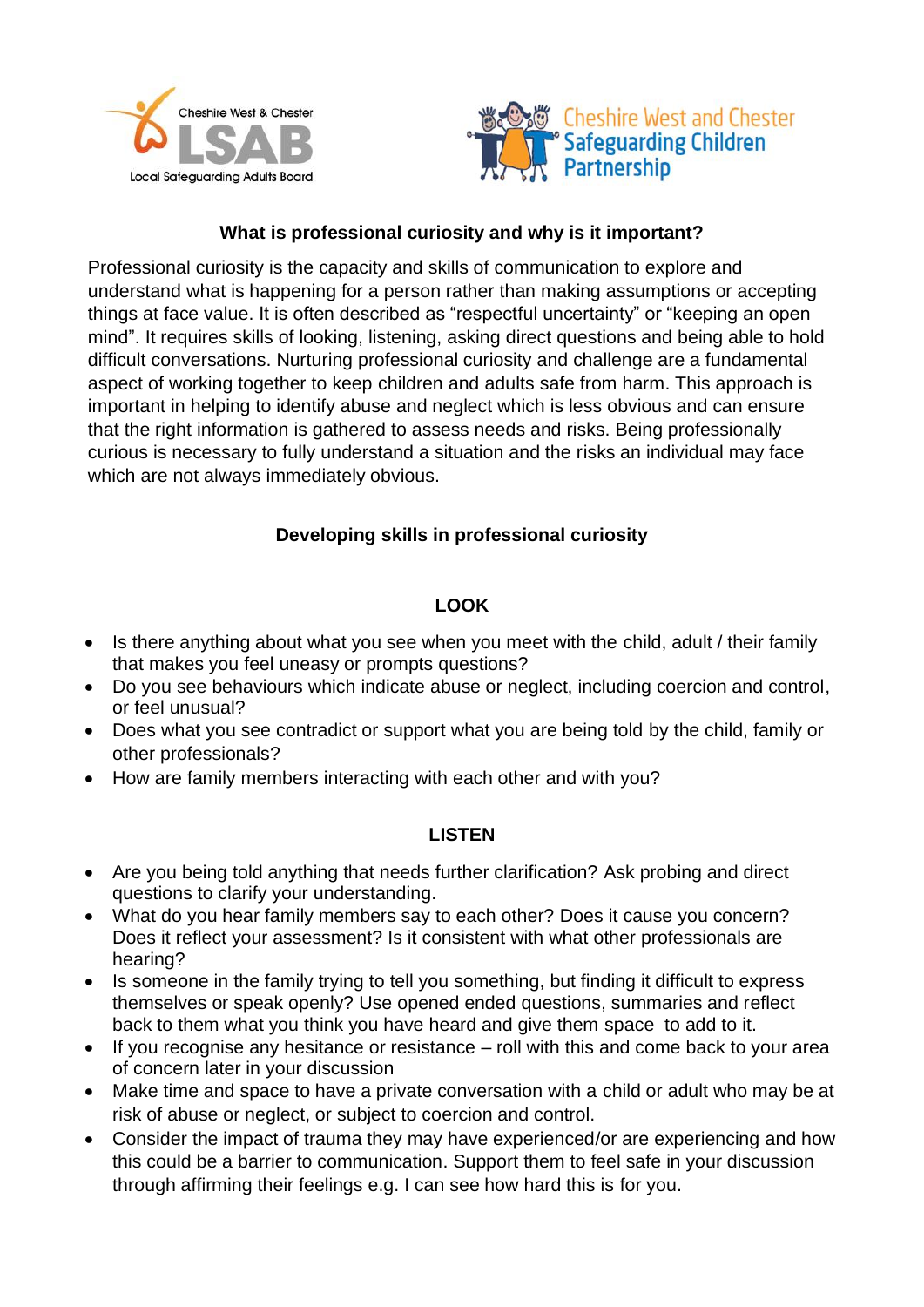## What is professional curiosity and why is it important?

Professional curiosity is the capacity and skills of communication to explore and understand what is happening for a person rather than making assumptions or accepting things at face value. It is often described as “respectful uncertainty” or “keeping an open mind”. It requires skills of looking, listening, asking direct questions and being able to hold difficult conversations. Nurturing professional curiosity and challenge are a fundamental aspect of working together to keep children and adults safe from harm. This approach is important in helping to identify abuse and neglect which is less obvious and can ensure that the right information is gathered to assess needs and risks. Being professionally curious is necessary to fully understand a situation and the risks an individual may face which are not always immediately obvious.

## Developing skills in professional curiosity

### LOOK

- Is there anything about what you see when you meet with the child, adult / their family that makes you feel uneasy or prompts questions?
- Do you see behaviours which indicate abuse or neglect, including coercion and control, or feel unusual?
- Does what you see contradict or support what you are being told by the child, family or other professionals?
- How are family members interacting with each other and with you?

### LISTEN

- Are you being told anything that needs further clarification? Ask probing and direct questions to clarify your understanding.
- What do you hear family members say to each other? Does it cause you concern? Does it reflect your assessment? Is it consistent with what other professionals are hearing?
- Is someone in the family trying to tell you something, but finding it difficult to express themselves or speak openly? Use opened ended questions, summaries and reflect back to them what you think you have heard and give them space to add to it.
- If you recognise any hesitance or resistance – roll with this and come back to your area of concern later in your discussion
- Make time and space to have a private conversation with a child or adult who may be at risk of abuse or neglect, or subject to coercion and control.
- Consider the impact of trauma they may have experienced/or are experiencing and how this could be a barrier to communication. Support them to feel safe in your discussion through affirming their feelings e.g. I can see how hard this is for you.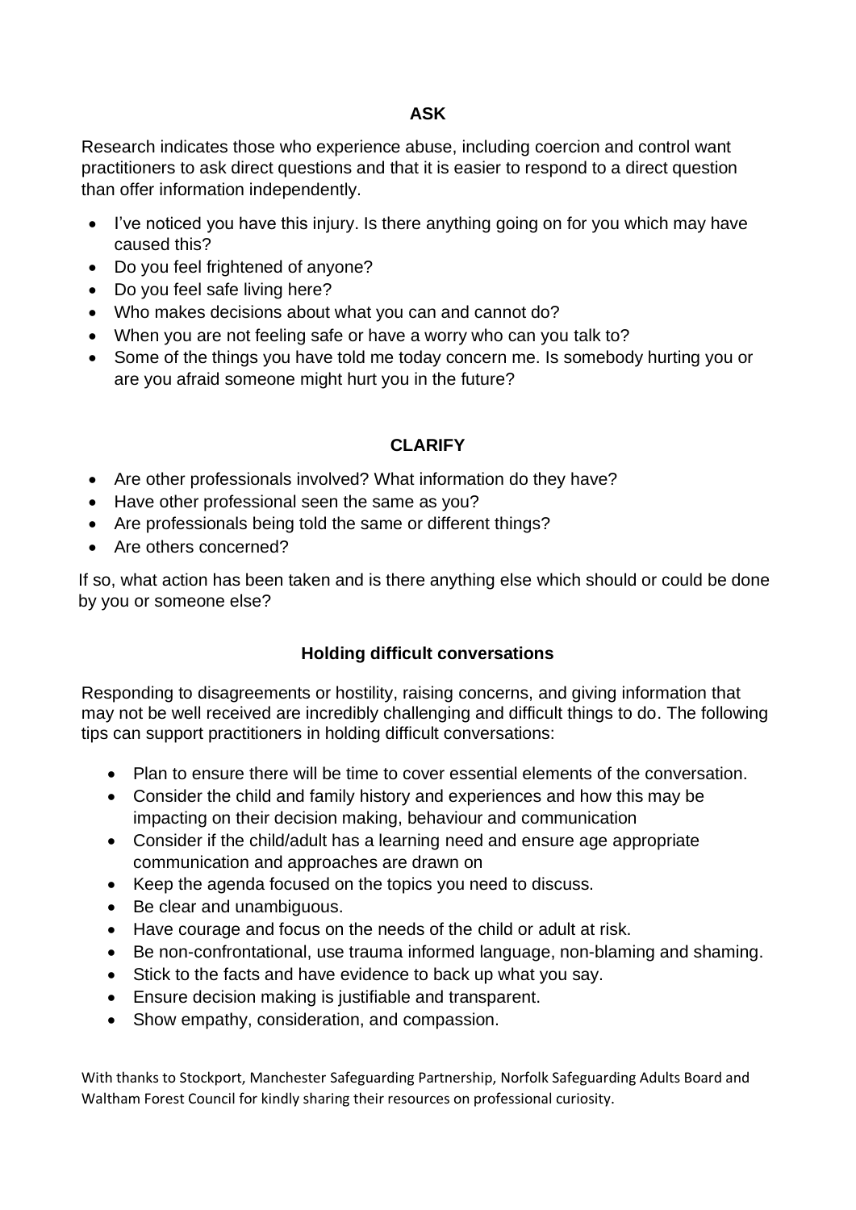## ASK

Research indicates those who experience abuse, including coercion and control want practitioners to ask direct questions and that it is easier to respond to a direct question than offer information independently.

- I've noticed you have this injury. Is there anything going on for you which may have caused this?
- Do you feel frightened of anyone?
- Do you feel safe living here?
- Who makes decisions about what you can and cannot do?
- When you are not feeling safe or have a worry who can you talk to?
- Some of the things you have told me today concern me. Is somebody hurting you or are you afraid someone might hurt you in the future?

## CLARIFY

- Are other professionals involved? What information do they have?
- Have other professional seen the same as you?
- Are professionals being told the same or different things?
- Are others concerned?

If so, what action has been taken and is there anything else which should or could be done by you or someone else?

## Holding difficult conversations

Responding to disagreements or hostility, raising concerns, and giving information that may not be well received are incredibly challenging and difficult things to do. The following tips can support practitioners in holding difficult conversations:

- Plan to ensure there will be time to cover essential elements of the conversation.
- Consider the child and family history and experiences and how this may be impacting on their decision making, behaviour and communication
- Consider if the child/adult has a learning need and ensure age appropriate communication and approaches are drawn on
- Keep the agenda focused on the topics you need to discuss.
- Be clear and unambiguous.
- Have courage and focus on the needs of the child or adult at risk.
- Be non-confrontational, use trauma informed language, non-blaming and shaming.
- Stick to the facts and have evidence to back up what you say.
- Ensure decision making is justifiable and transparent.
- Show empathy, consideration, and compassion.

With thanks to Stockport, Manchester Safeguarding Partnership, Norfolk Safeguarding Adults Board and Waltham Forest Council for kindly sharing their resources on professional curiosity.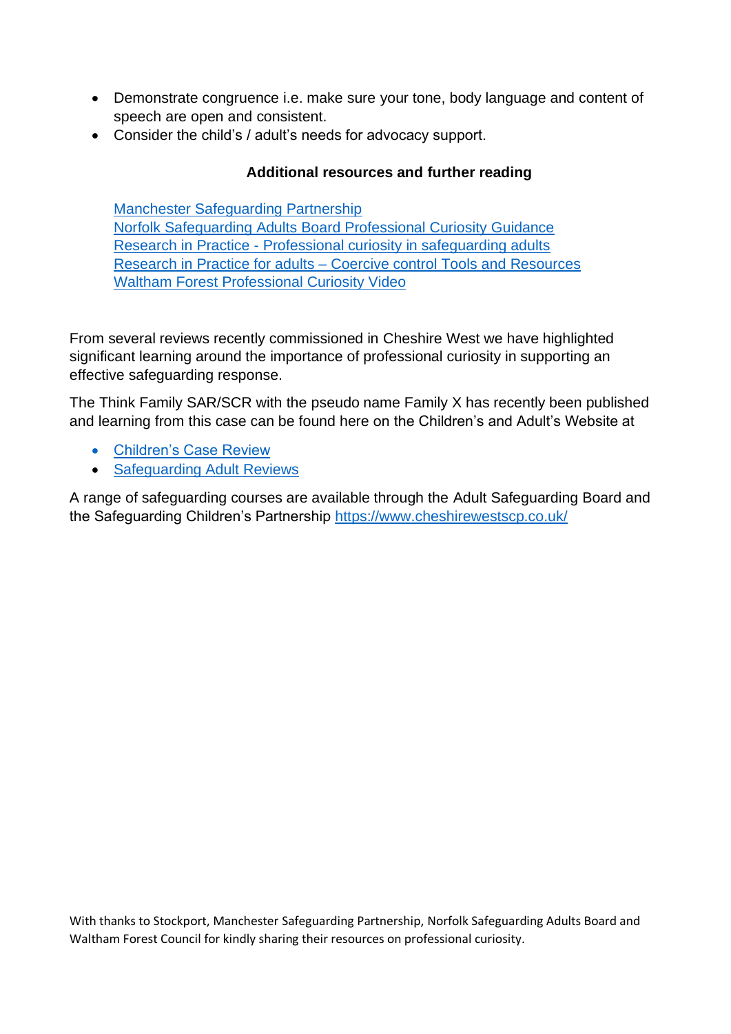- Demonstrate congruence i.e. make sure your tone, body language and content of speech are open and consistent.
- Consider the child's / adult's needs for advocacy support.

**Additional resources and further reading**

Manchester Safeguarding Partnership
Norfolk Safeguarding Adults Board Professional Curiosity Guidance
Research in Practice - Professional curiosity in safeguarding adults
Research in Practice for adults – Coercive control Tools and Resources
Waltham Forest Professional Curiosity Video

From several reviews recently commissioned in Cheshire West we have highlighted significant learning around the importance of professional curiosity in supporting an effective safeguarding response.

The Think Family SAR/SCR with the pseudo name Family X has recently been published and learning from this case can be found here on the Children's and Adult's Website at

- Children's Case Review
- Safeguarding Adult Reviews

A range of safeguarding courses are available through the Adult Safeguarding Board and the Safeguarding Children's Partnership https://www.cheshirewestscp.co.uk/

With thanks to Stockport, Manchester Safeguarding Partnership, Norfolk Safeguarding Adults Board and Waltham Forest Council for kindly sharing their resources on professional curiosity.